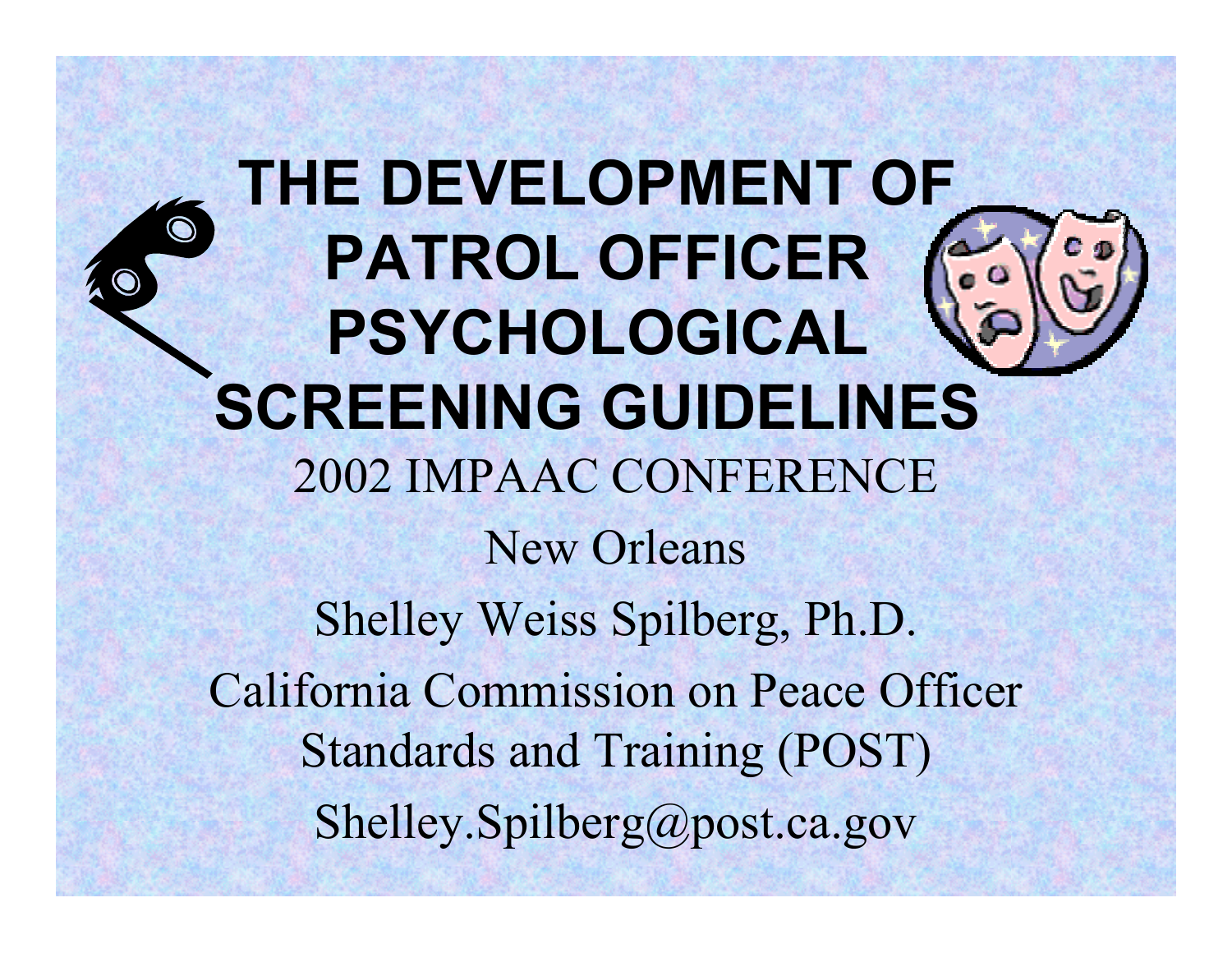# THE DEVELOPMENT OF PATROL OFFICER PSYCHOLOGICAL SCREENING GUIDELINES

2002 IMPAAC CONFERENCE

New Orleans

Shelley Weiss Spilberg, Ph.D.

California Commission on Peace Officer Standards and Training (POST)

Shelley.Spilberg@post.ca.gov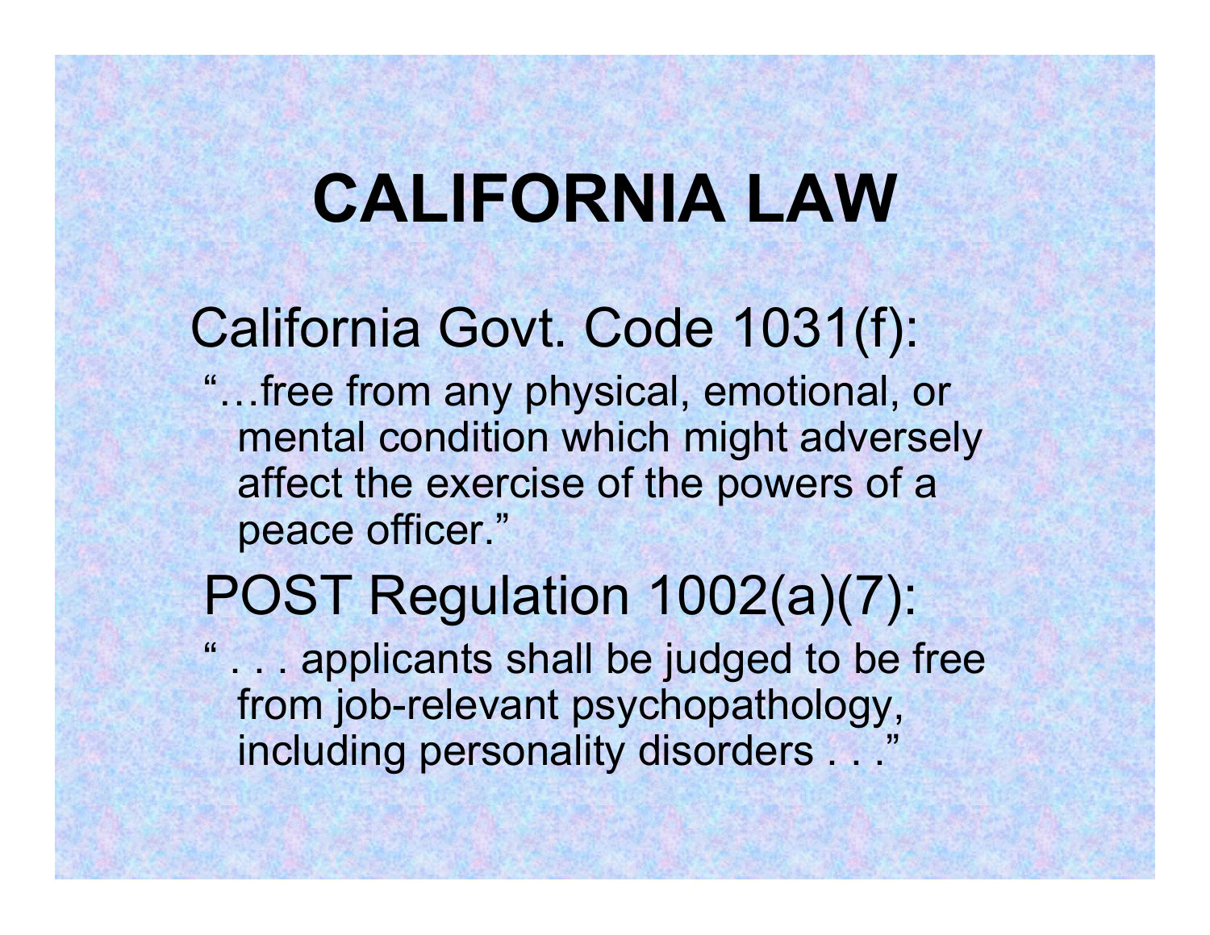# CALIFORNIA LAW

## California Govt. Code 1031(f):

"…free from any physical, emotional, or mental condition which might adversely affect the exercise of the powers of a peace officer."

## POST Regulation 1002(a)(7):

" . . . applicants shall be judged to be free from job-relevant psychopathology, including personality disorders . . ."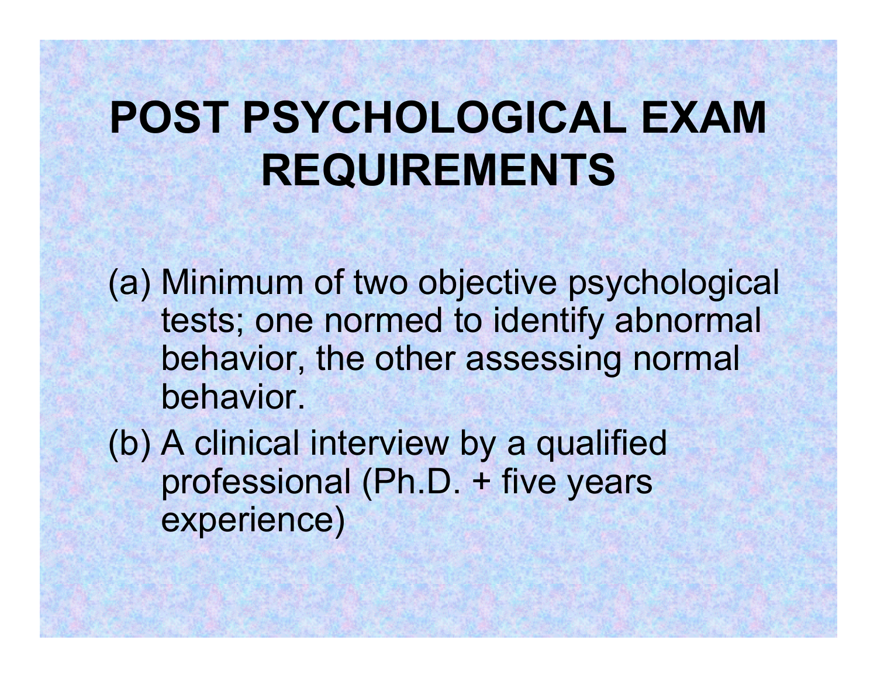# POST PSYCHOLOGICAL EXAM REQUIREMENTS

(a) Minimum of two objective psychological tests; one normed to identify abnormal behavior, the other assessing normal behavior.

(b) A clinical interview by a qualified professional (Ph.D. + five years experience)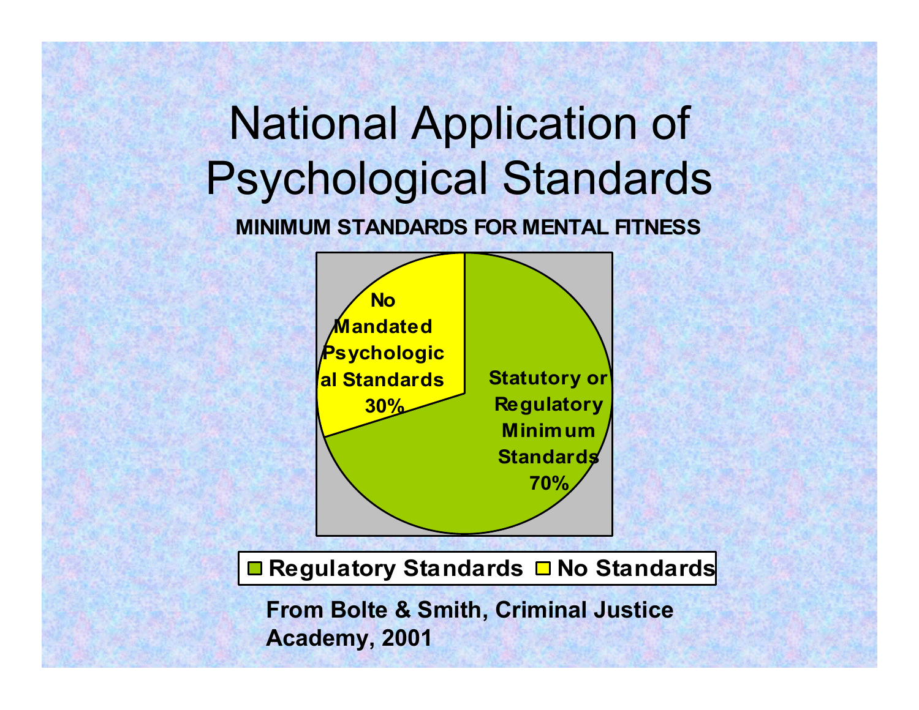# National Application of Psychological Standards

**MINIMUM STANDARDS FOR MENTAL FITNESS**

No Mandated Psychological Standards 30%

Statutory or Regulatory Minimum Standards 70%

Regulatory Standards | No Standards

**From Bolte & Smith, Criminal Justice Academy, 2001**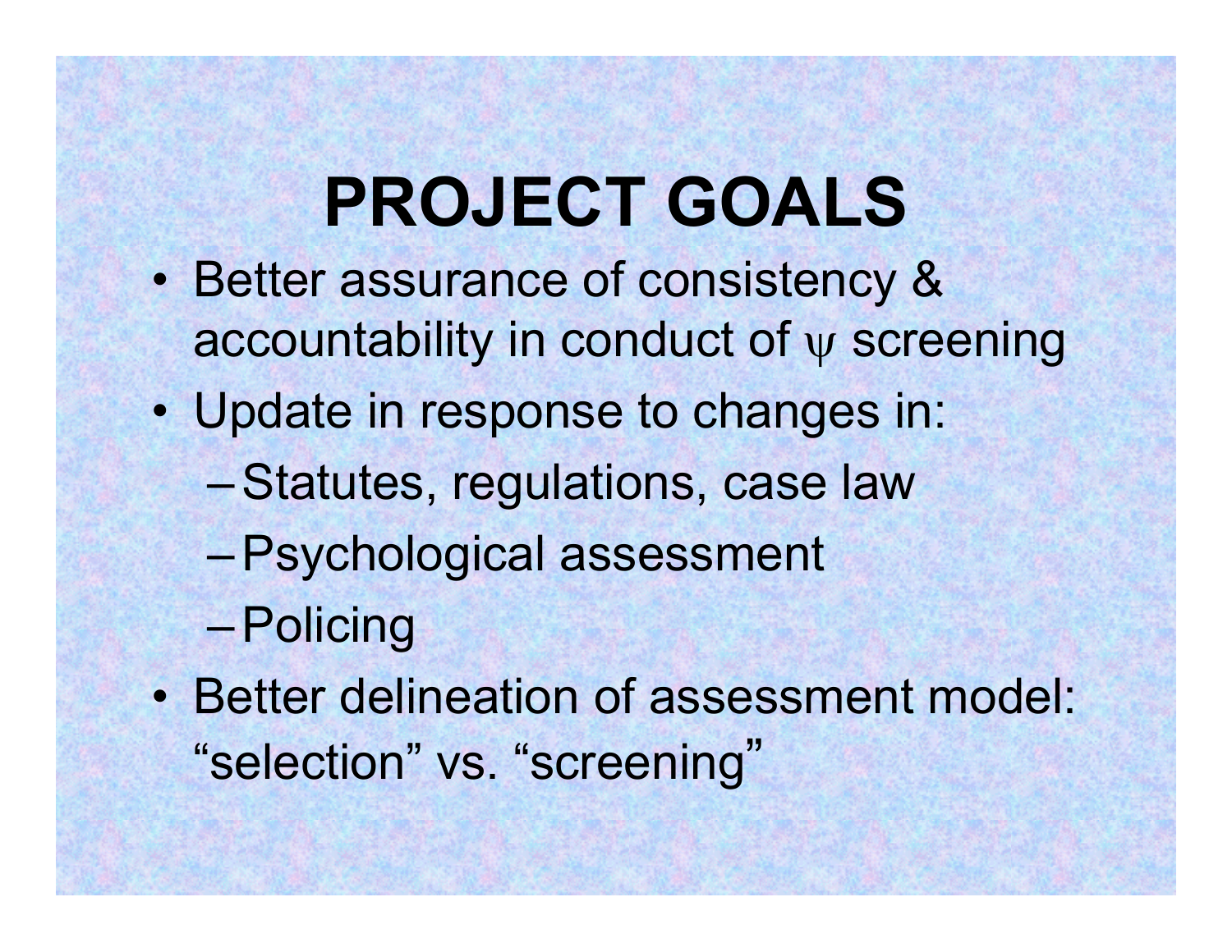# PROJECT GOALS

- Better assurance of consistency & accountability in conduct of ψ screening
- Update in response to changes in:
  - Statutes, regulations, case law
  - Psychological assessment
  - Policing
- Better delineation of assessment model: "selection" vs. "screening"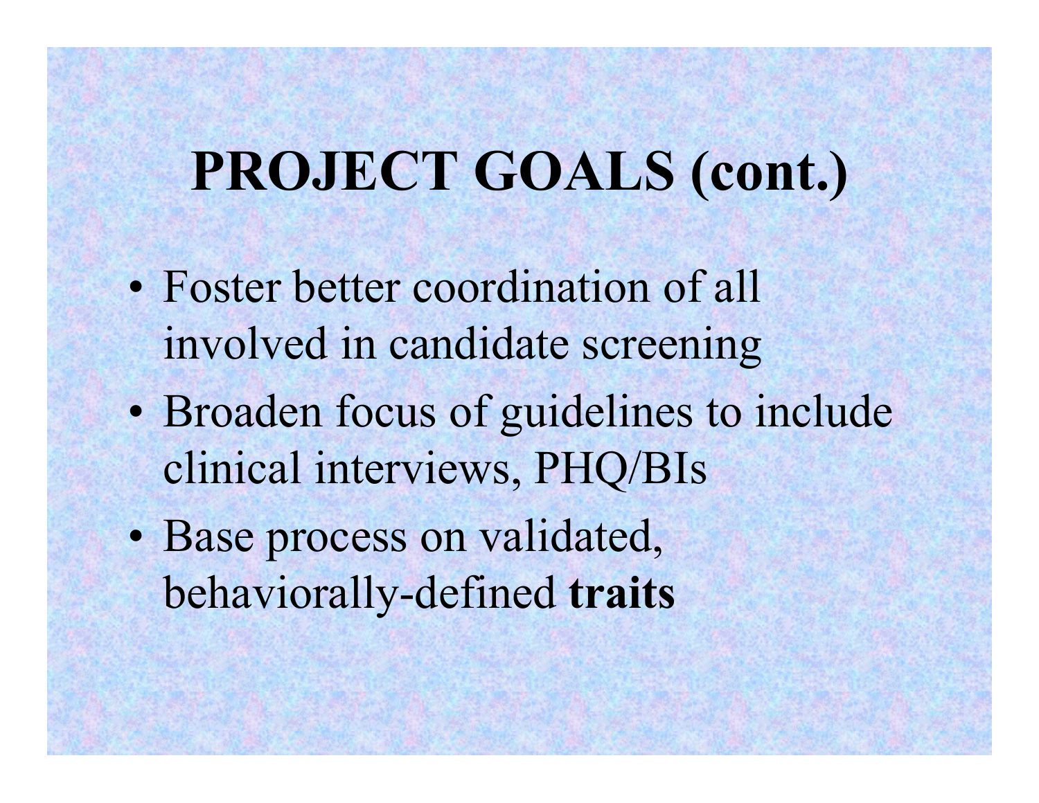# PROJECT GOALS (cont.)

- Foster better coordination of all involved in candidate screening
- Broaden focus of guidelines to include clinical interviews, PHQ/BIs
- Base process on validated, behaviorally-defined **traits**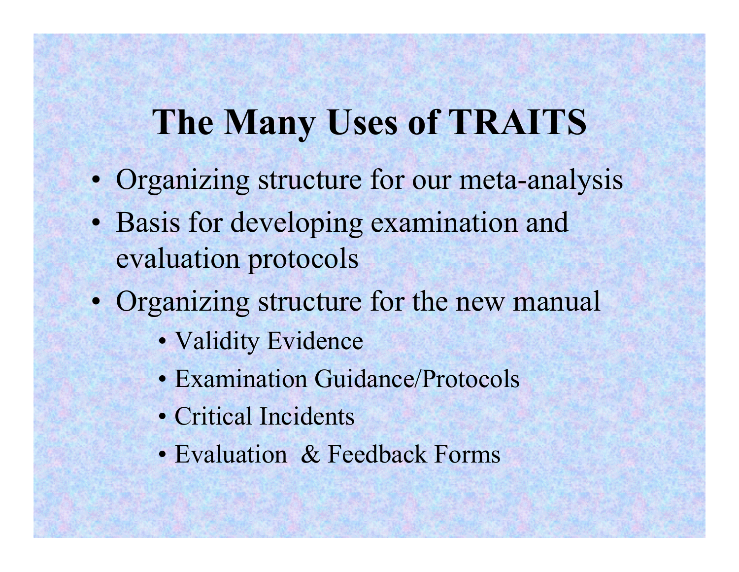# The Many Uses of TRAITS

- Organizing structure for our meta-analysis
- Basis for developing examination and evaluation protocols
- Organizing structure for the new manual
  - Validity Evidence
  - Examination Guidance/Protocols
  - Critical Incidents
  - Evaluation & Feedback Forms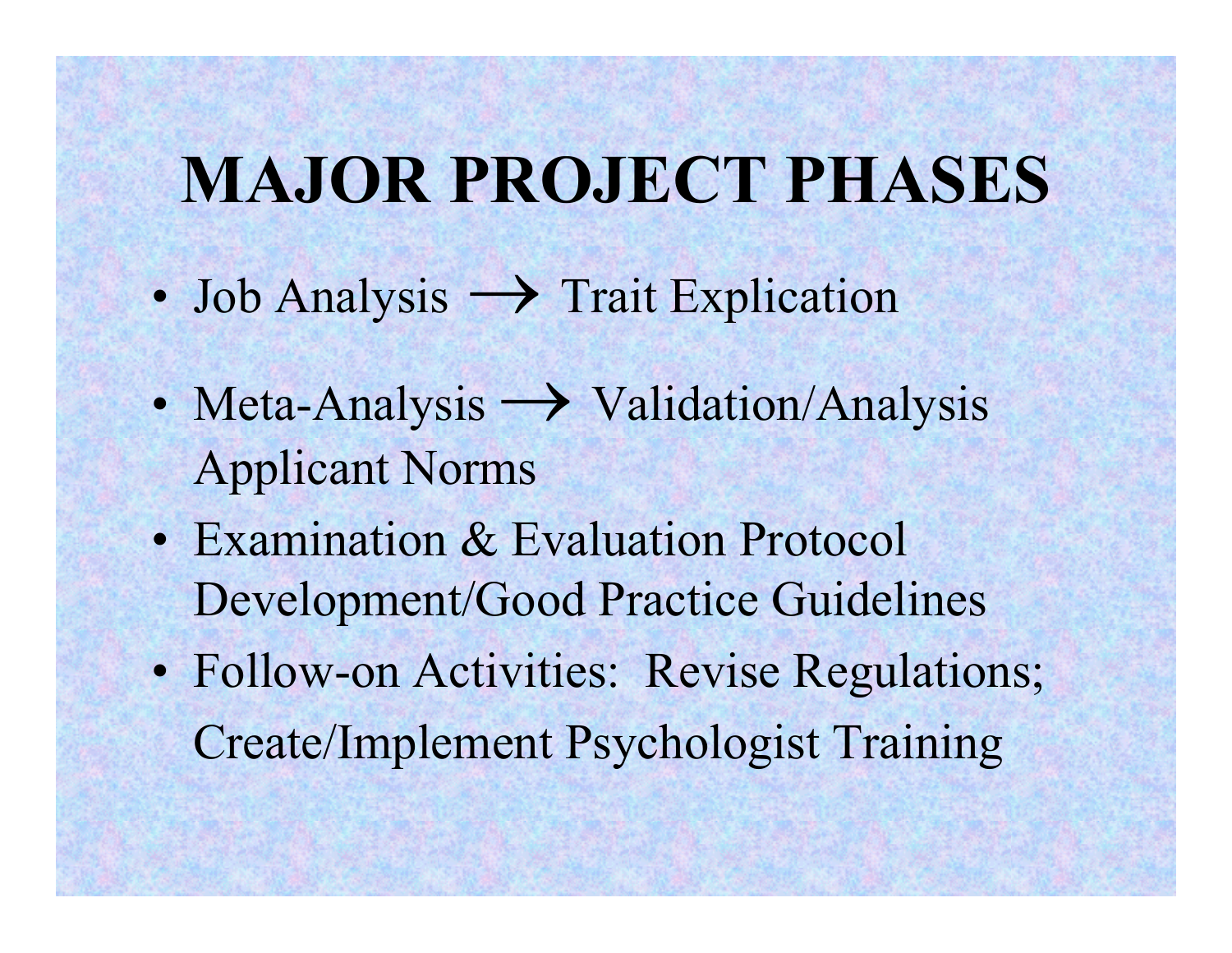# MAJOR PROJECT PHASES

- Job Analysis → Trait Explication
- Meta-Analysis → Validation/Analysis Applicant Norms
- Examination & Evaluation Protocol Development/Good Practice Guidelines
- Follow-on Activities: Revise Regulations; Create/Implement Psychologist Training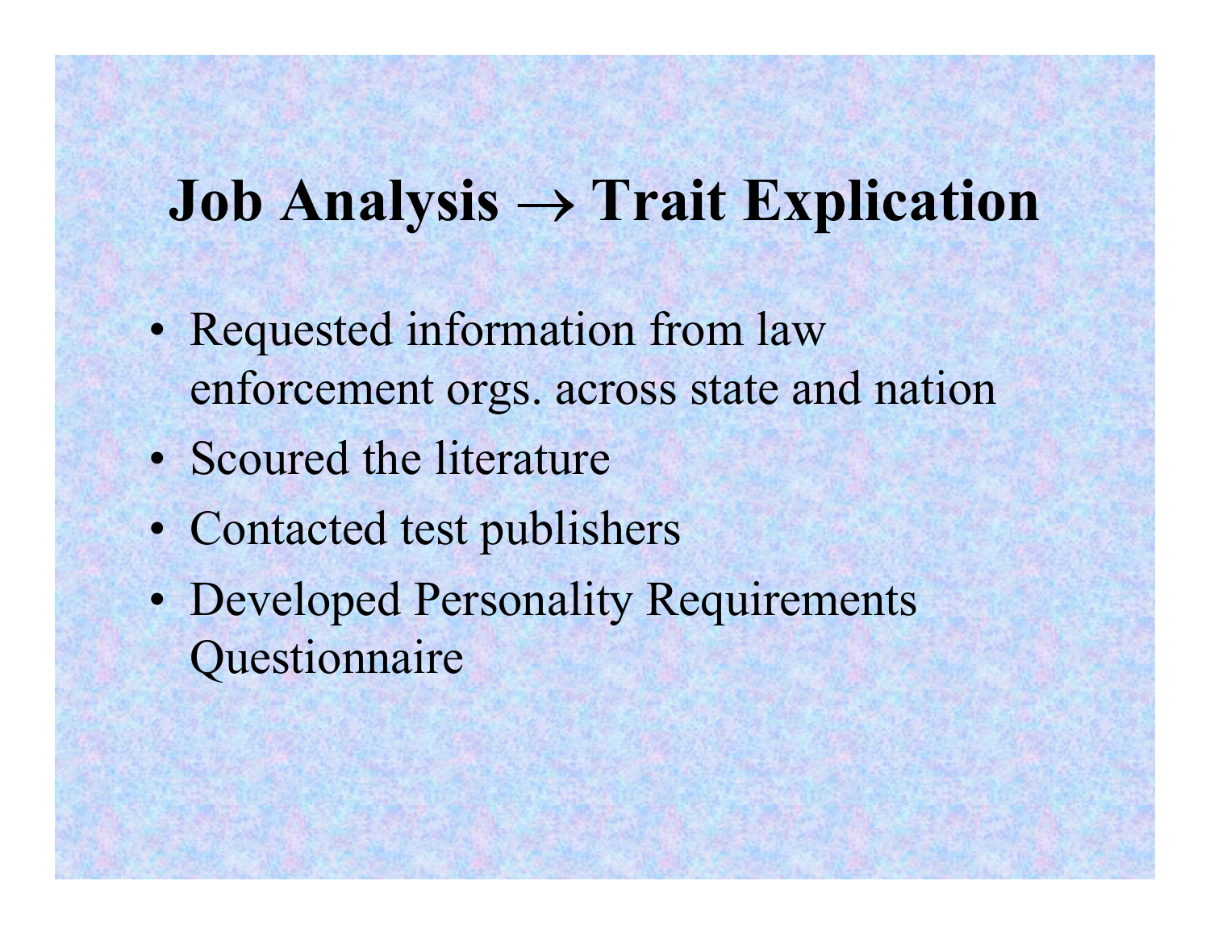# Job Analysis → Trait Explication

- Requested information from law enforcement orgs. across state and nation
- Scoured the literature
- Contacted test publishers
- Developed Personality Requirements Questionnaire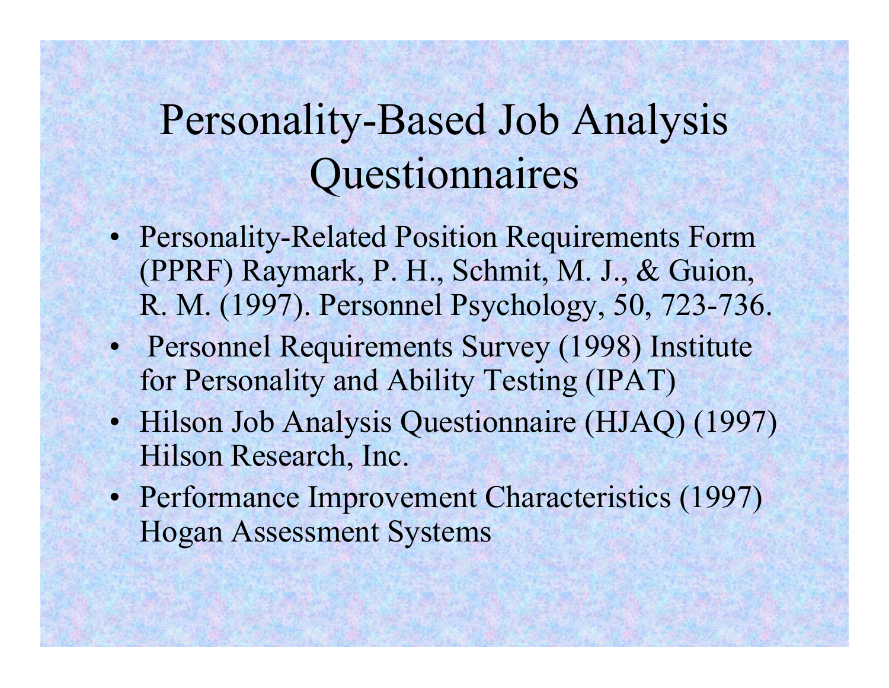# Personality-Based Job Analysis Questionnaires

- Personality-Related Position Requirements Form (PPRF) Raymark, P. H., Schmit, M. J., & Guion, R. M. (1997). Personnel Psychology, 50, 723-736.
- Personnel Requirements Survey (1998) Institute for Personality and Ability Testing (IPAT)
- Hilson Job Analysis Questionnaire (HJAQ) (1997) Hilson Research, Inc.
- Performance Improvement Characteristics (1997) Hogan Assessment Systems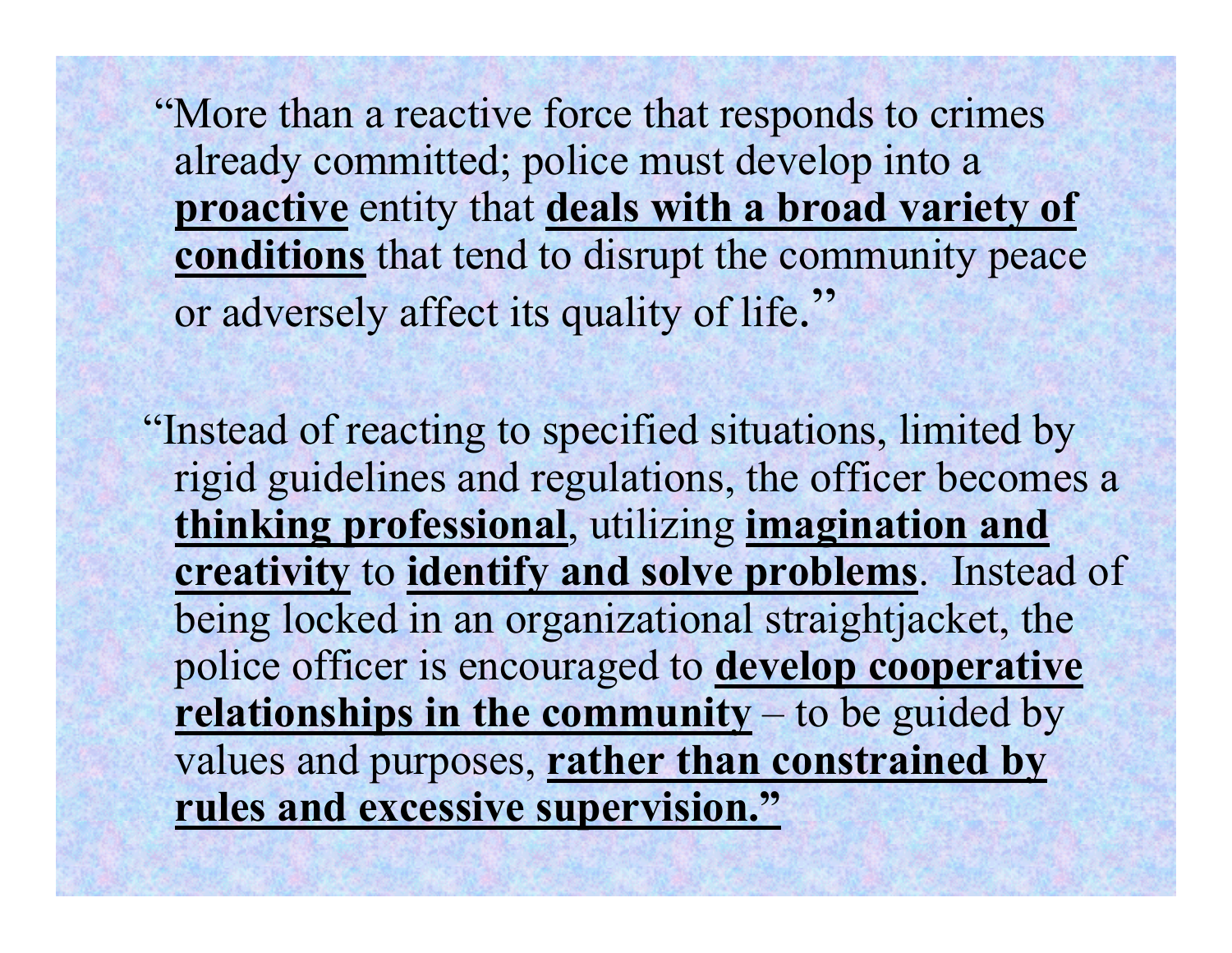"More than a reactive force that responds to crimes already committed; police must develop into a **proactive** entity that **deals with a broad variety of conditions** that tend to disrupt the community peace or adversely affect its quality of life."

"Instead of reacting to specified situations, limited by rigid guidelines and regulations, the officer becomes a **thinking professional**, utilizing **imagination and creativity** to **identify and solve problems**. Instead of being locked in an organizational straightjacket, the police officer is encouraged to **develop cooperative relationships in the community** – to be guided by values and purposes, **rather than constrained by rules and excessive supervision."**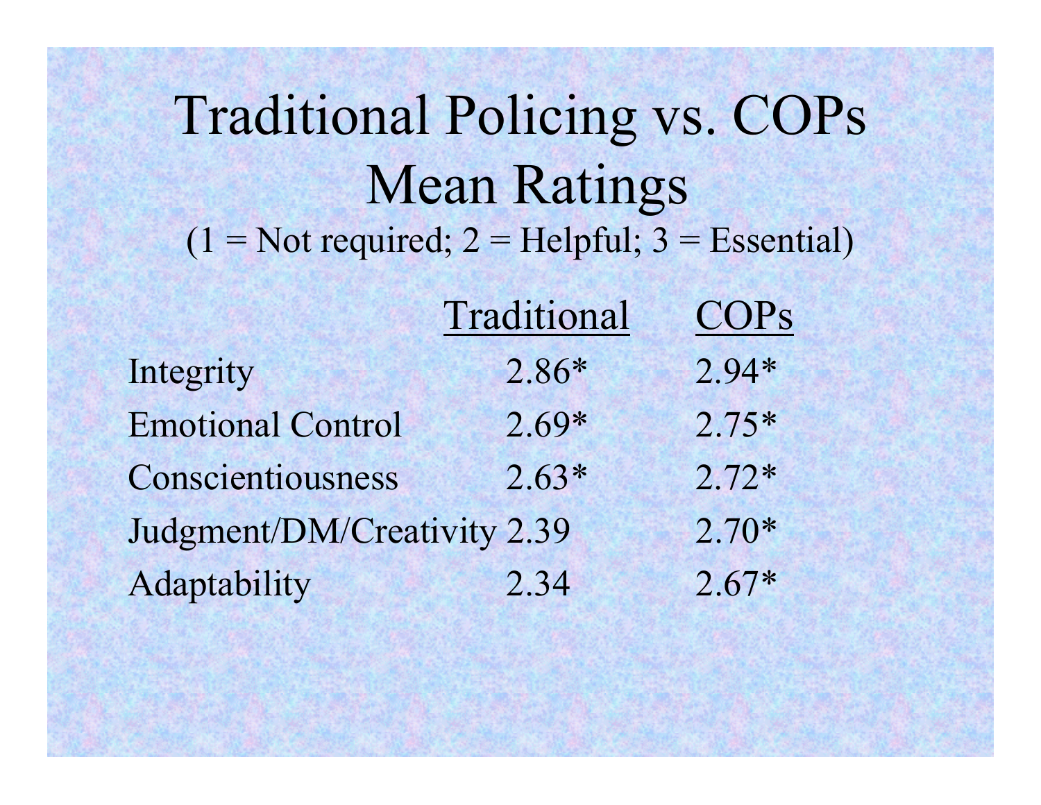# Traditional Policing vs. COPs Mean Ratings

(1 = Not required; 2 = Helpful; 3 = Essential)

| | Traditional | COPs |
|---|---|---|
| Integrity | 2.86* | 2.94* |
| Emotional Control | 2.69* | 2.75* |
| Conscientiousness | 2.63* | 2.72* |
| Judgment/DM/Creativity | 2.39 | 2.70* |
| Adaptability | 2.34 | 2.67* |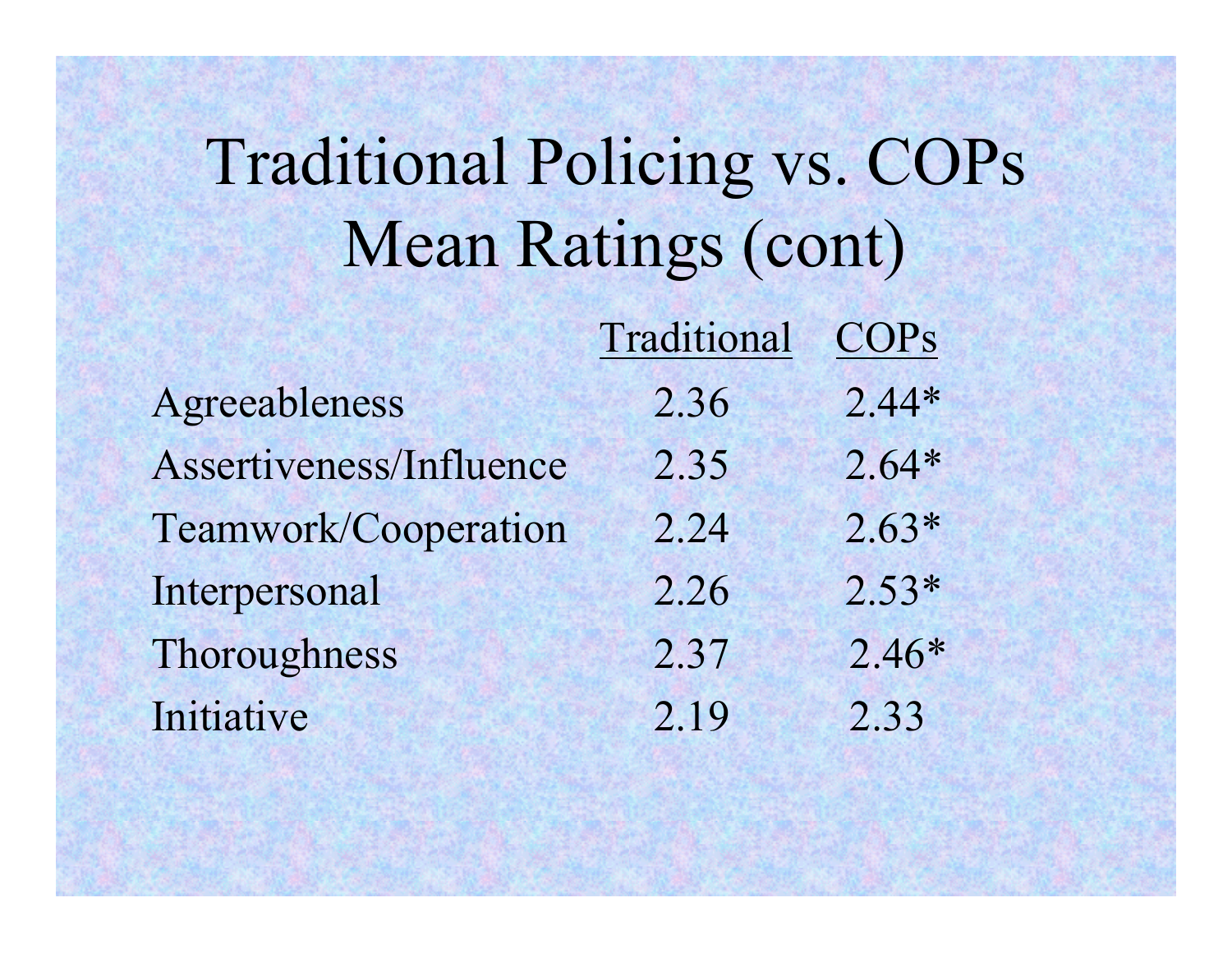# Traditional Policing vs. COPs Mean Ratings (cont)

| | Traditional | COPs |
|---|---|---|
| Agreeableness | 2.36 | 2.44* |
| Assertiveness/Influence | 2.35 | 2.64* |
| Teamwork/Cooperation | 2.24 | 2.63* |
| Interpersonal | 2.26 | 2.53* |
| Thoroughness | 2.37 | 2.46* |
| Initiative | 2.19 | 2.33 |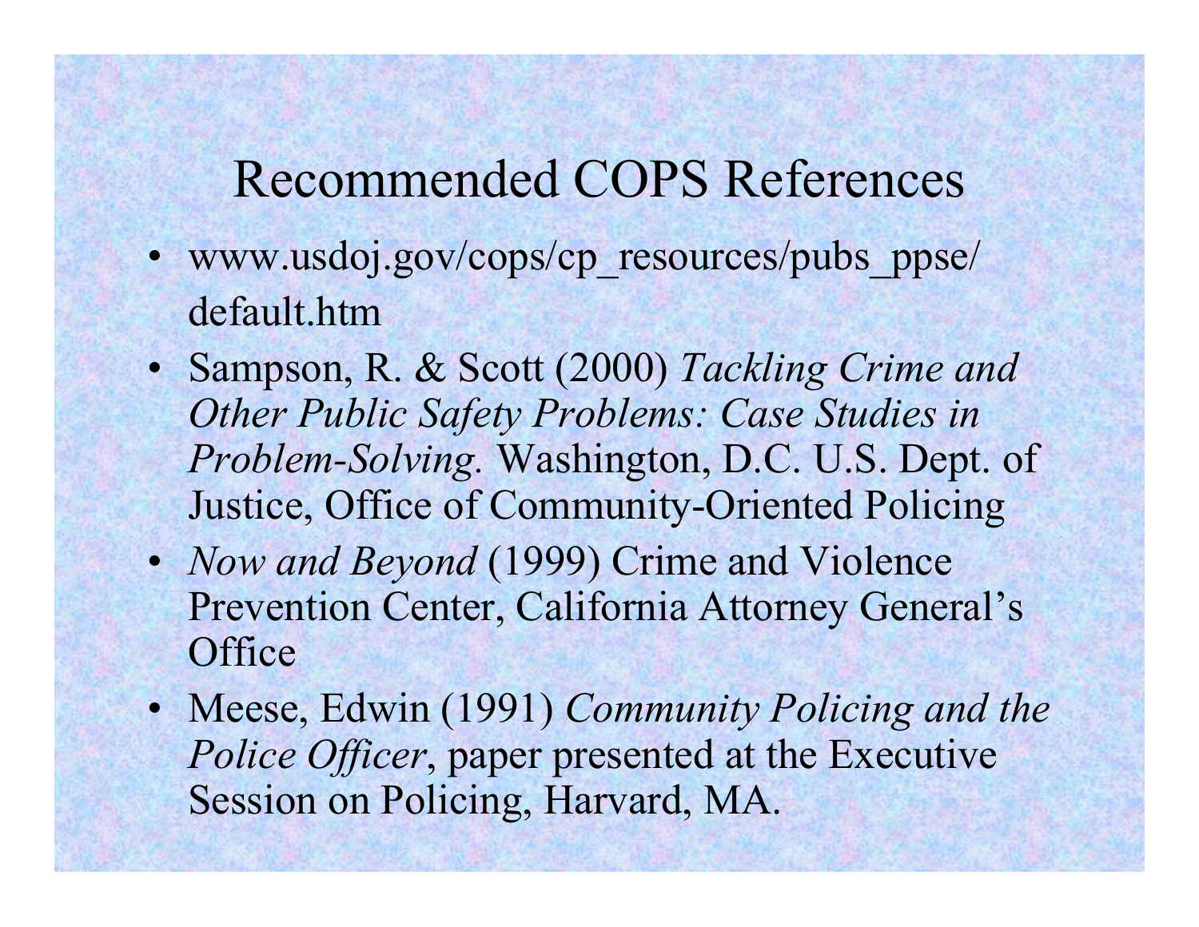## Recommended COPS References

- www.usdoj.gov/cops/cp_resources/pubs_ppse/default.htm
- Sampson, R. & Scott (2000) *Tackling Crime and Other Public Safety Problems: Case Studies in Problem-Solving.* Washington, D.C. U.S. Dept. of Justice, Office of Community-Oriented Policing
- *Now and Beyond* (1999) Crime and Violence Prevention Center, California Attorney General's Office
- Meese, Edwin (1991) *Community Policing and the Police Officer*, paper presented at the Executive Session on Policing, Harvard, MA.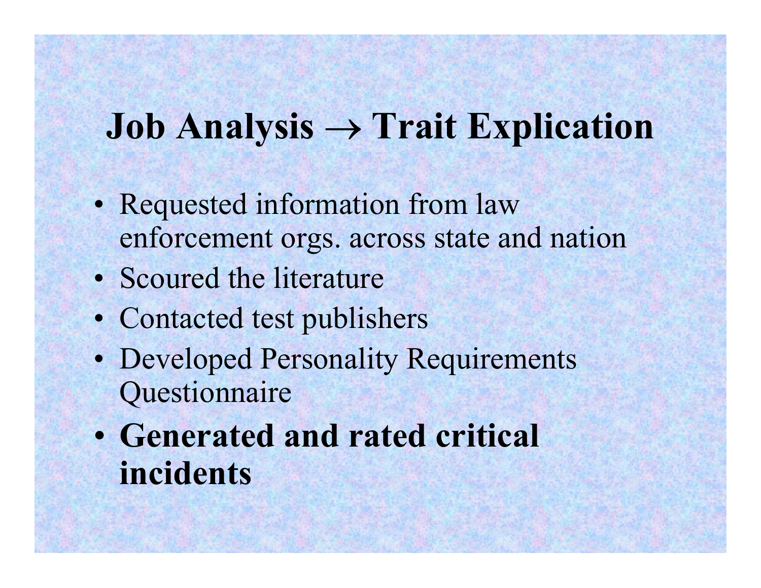# Job Analysis → Trait Explication

- Requested information from law enforcement orgs. across state and nation
- Scoured the literature
- Contacted test publishers
- Developed Personality Requirements Questionnaire
- **Generated and rated critical incidents**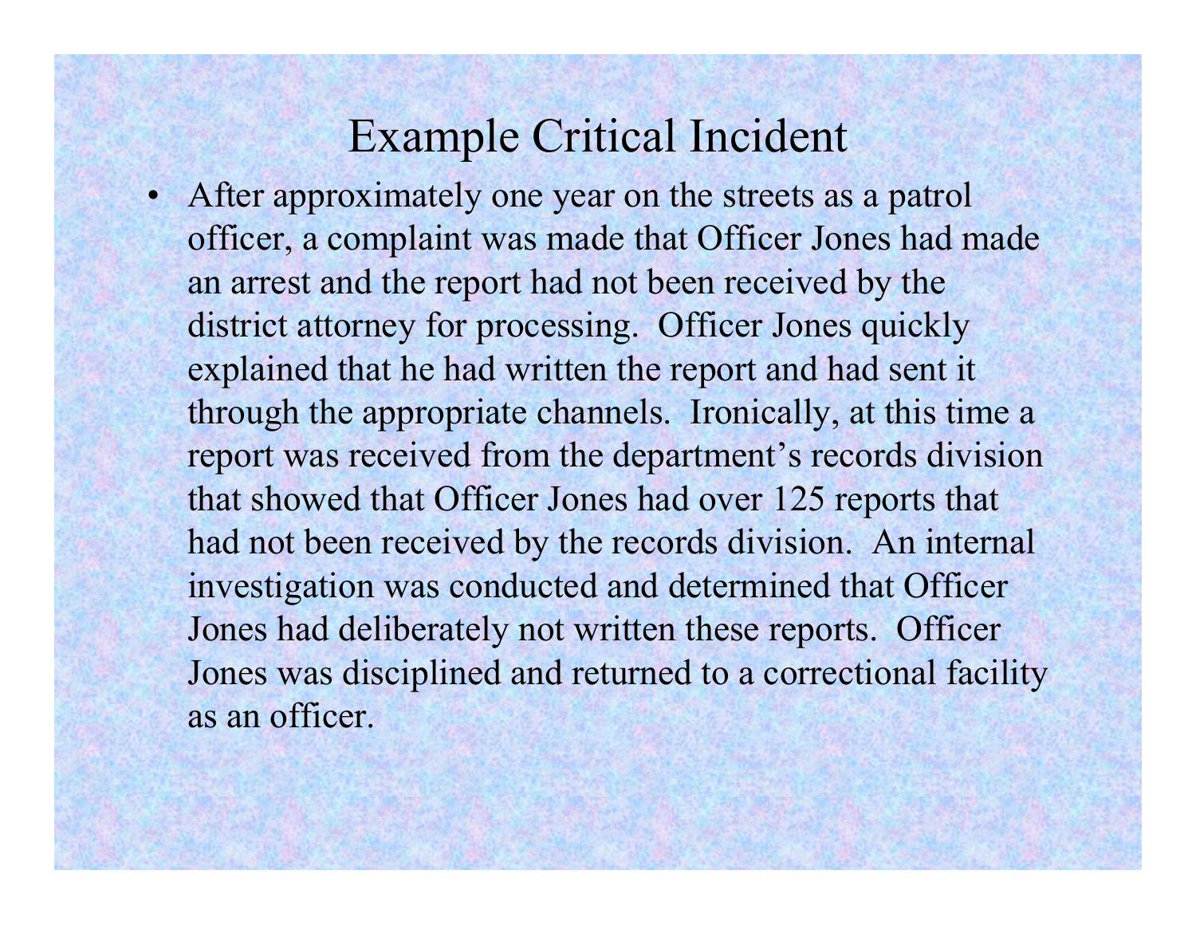# Example Critical Incident

- After approximately one year on the streets as a patrol officer, a complaint was made that Officer Jones had made an arrest and the report had not been received by the district attorney for processing. Officer Jones quickly explained that he had written the report and had sent it through the appropriate channels. Ironically, at this time a report was received from the department's records division that showed that Officer Jones had over 125 reports that had not been received by the records division. An internal investigation was conducted and determined that Officer Jones had deliberately not written these reports. Officer Jones was disciplined and returned to a correctional facility as an officer.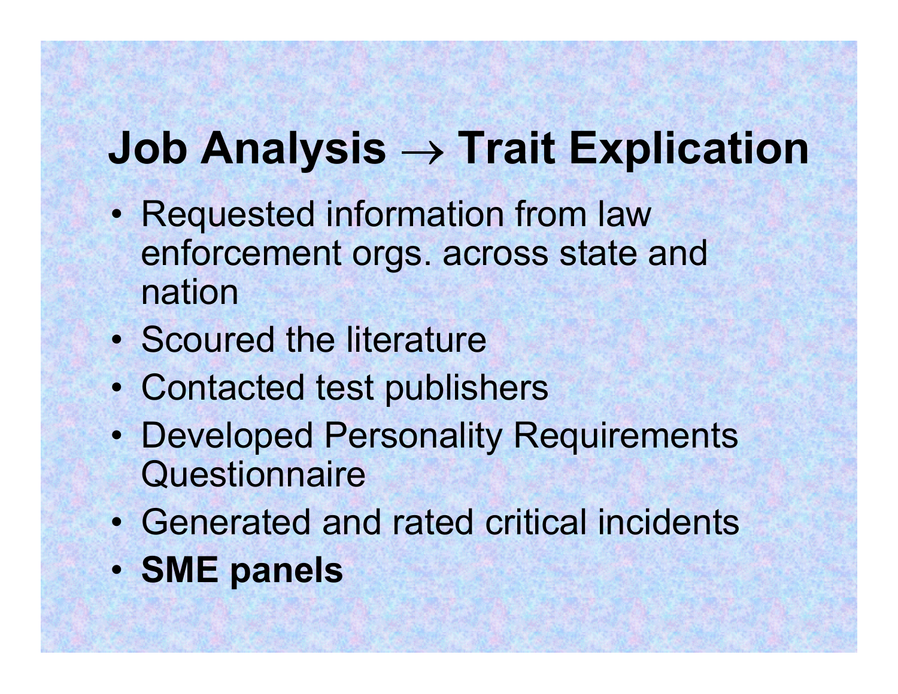# Job Analysis → Trait Explication

- Requested information from law enforcement orgs. across state and nation
- Scoured the literature
- Contacted test publishers
- Developed Personality Requirements Questionnaire
- Generated and rated critical incidents
- **SME panels**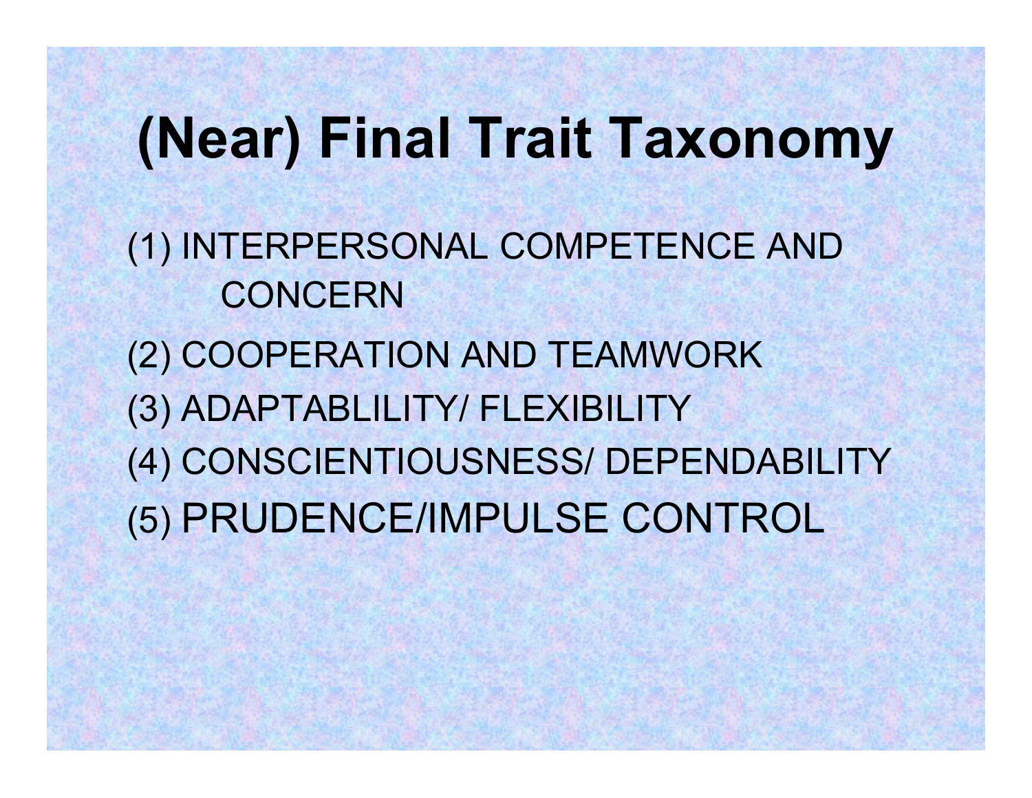# (Near) Final Trait Taxonomy

(1) INTERPERSONAL COMPETENCE AND CONCERN

(2) COOPERATION AND TEAMWORK

(3) ADAPTABLILITY/ FLEXIBILITY

(4) CONSCIENTIOUSNESS/ DEPENDABILITY

(5) PRUDENCE/IMPULSE CONTROL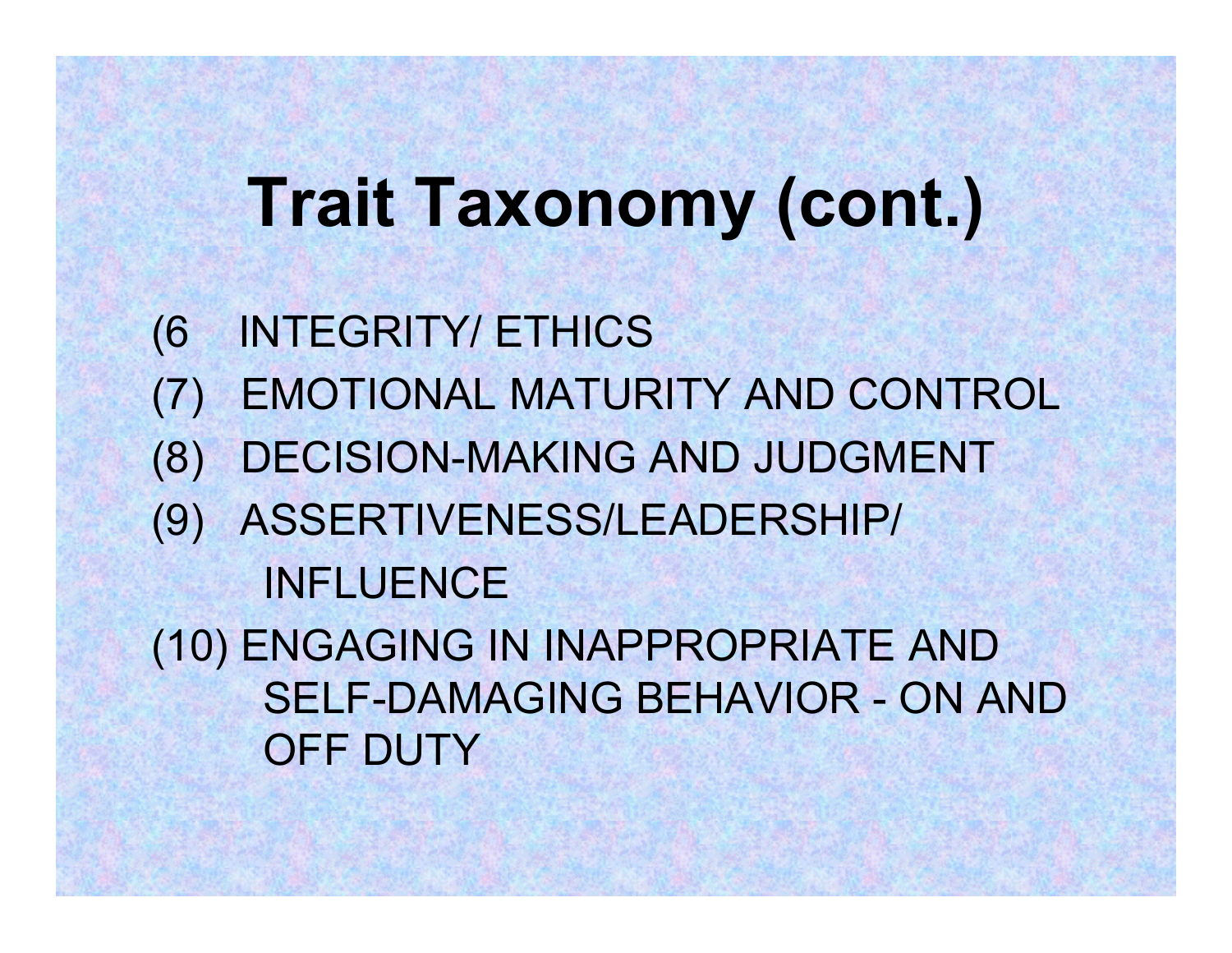# Trait Taxonomy (cont.)

(6 INTEGRITY/ ETHICS

(7) EMOTIONAL MATURITY AND CONTROL

(8) DECISION-MAKING AND JUDGMENT

(9) ASSERTIVENESS/LEADERSHIP/ INFLUENCE

(10) ENGAGING IN INAPPROPRIATE AND SELF-DAMAGING BEHAVIOR - ON AND OFF DUTY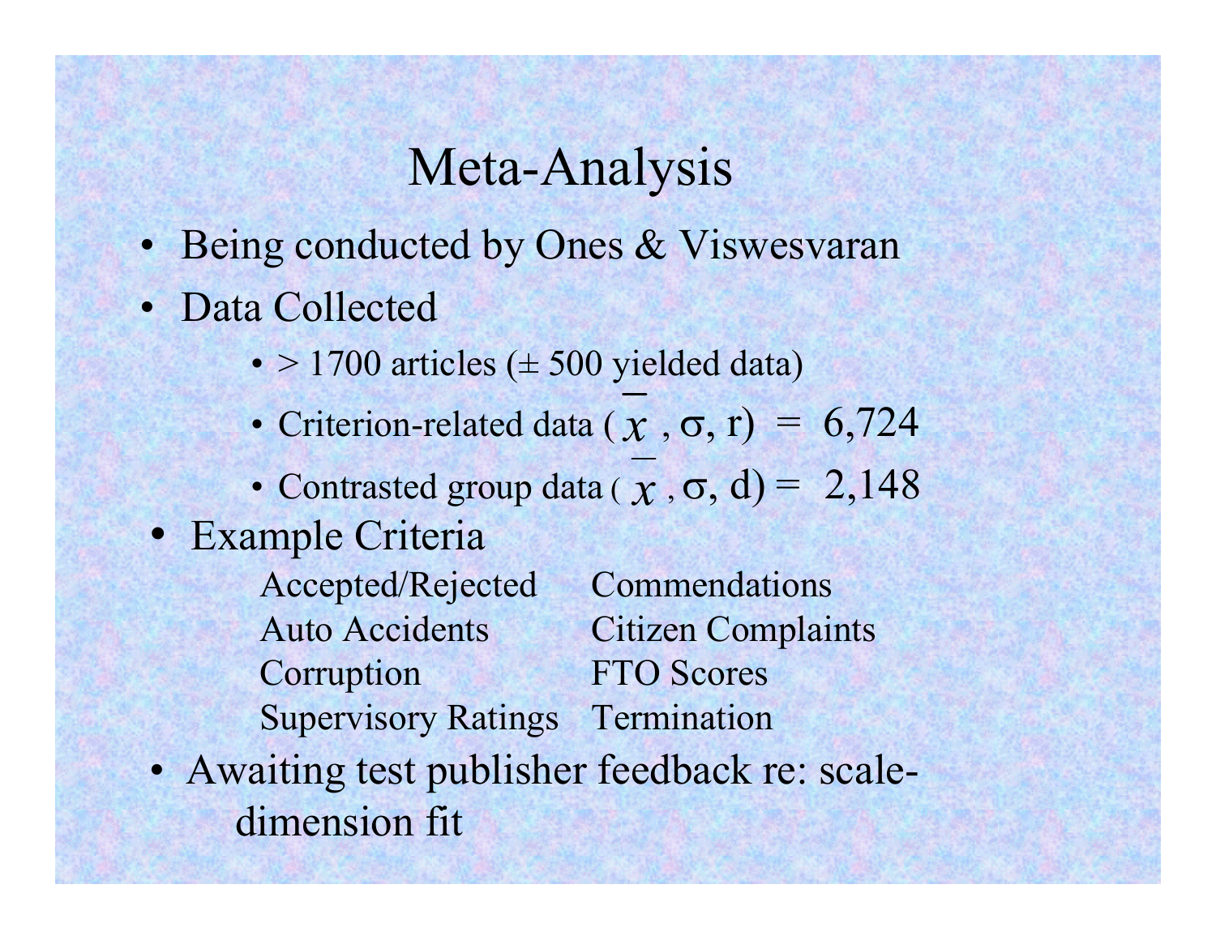# Meta-Analysis

- Being conducted by Ones & Viswesvaran
- Data Collected
  - > 1700 articles (± 500 yielded data)
  - Criterion-related data ($\bar{x}$, $\sigma$, r) = 6,724
  - Contrasted group data ($\bar{x}$, $\sigma$, d) = 2,148
- Example Criteria

| | |
|---|---|
| Accepted/Rejected | Commendations |
| Auto Accidents | Citizen Complaints |
| Corruption | FTO Scores |
| Supervisory Ratings | Termination |

- Awaiting test publisher feedback re: scale-dimension fit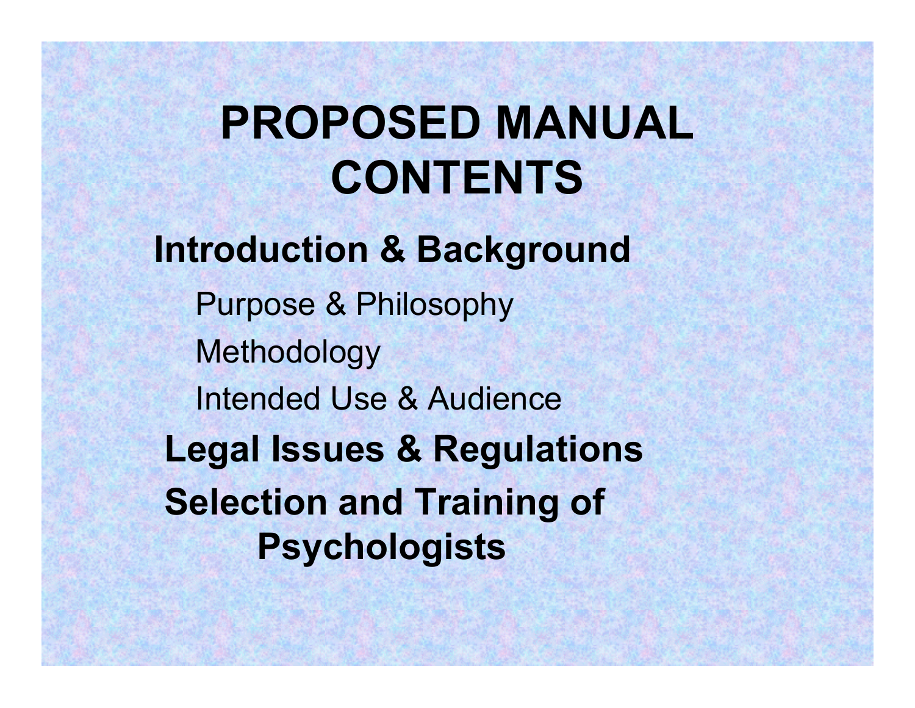# PROPOSED MANUAL CONTENTS

## Introduction & Background

- Purpose & Philosophy
- Methodology
- Intended Use & Audience

## Legal Issues & Regulations

## Selection and Training of Psychologists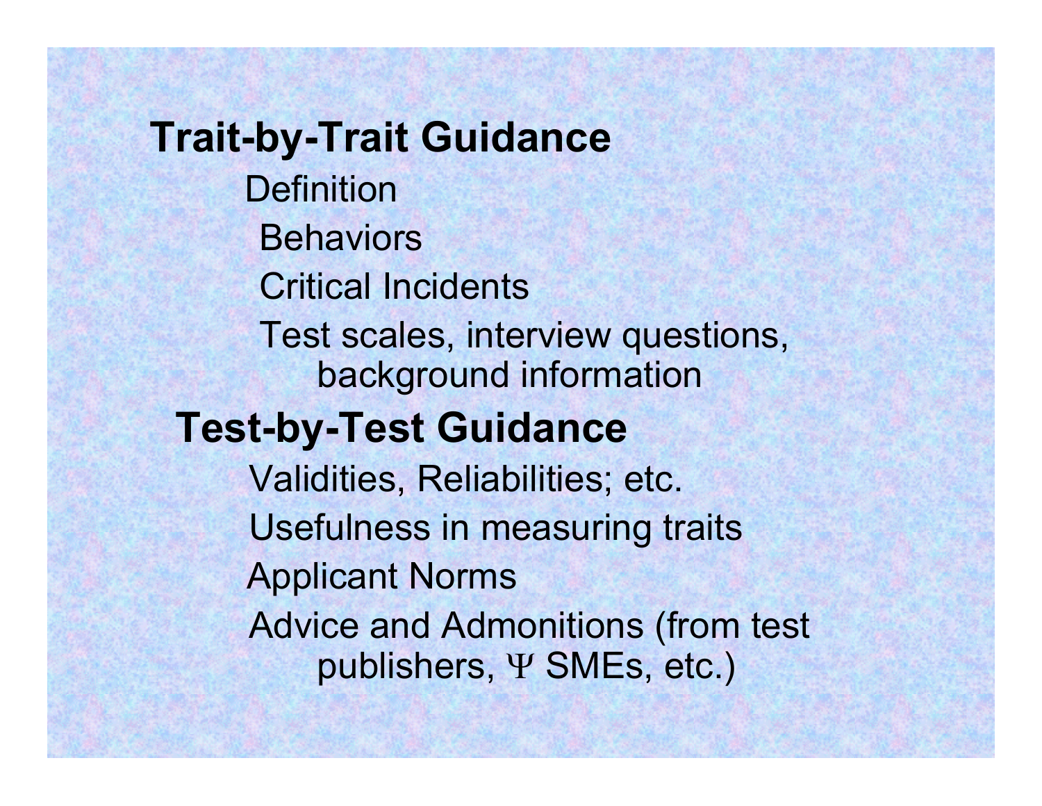## Trait-by-Trait Guidance

- Definition
- Behaviors
- Critical Incidents
- Test scales, interview questions, background information

## Test-by-Test Guidance

- Validities, Reliabilities; etc.
- Usefulness in measuring traits
- Applicant Norms
- Advice and Admonitions (from test publishers, $\Psi$ SMEs, etc.)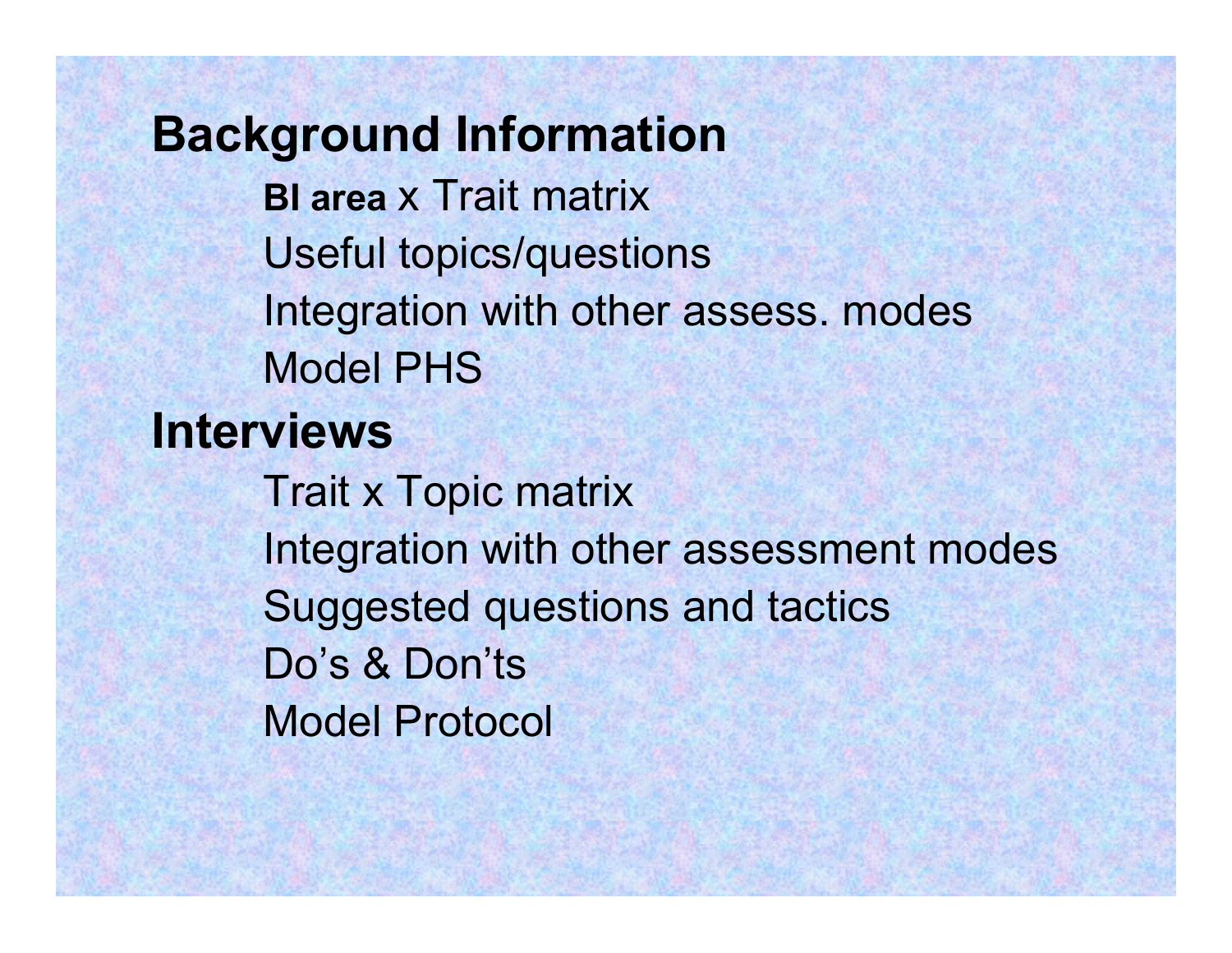## Background Information

- **BI area** x Trait matrix
- Useful topics/questions
- Integration with other assess. modes
- Model PHS

## Interviews

- Trait x Topic matrix
- Integration with other assessment modes
- Suggested questions and tactics
- Do’s & Don’ts
- Model Protocol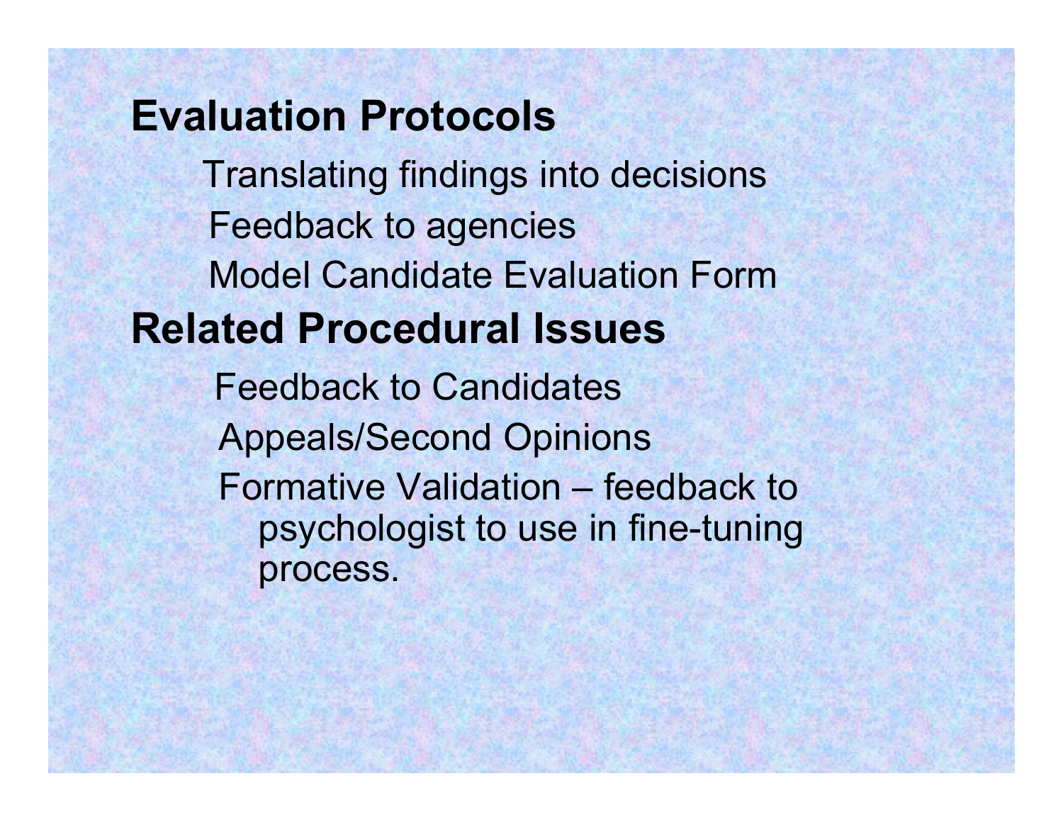## Evaluation Protocols

- Translating findings into decisions
- Feedback to agencies
- Model Candidate Evaluation Form

## Related Procedural Issues

- Feedback to Candidates
- Appeals/Second Opinions
- Formative Validation – feedback to psychologist to use in fine-tuning process.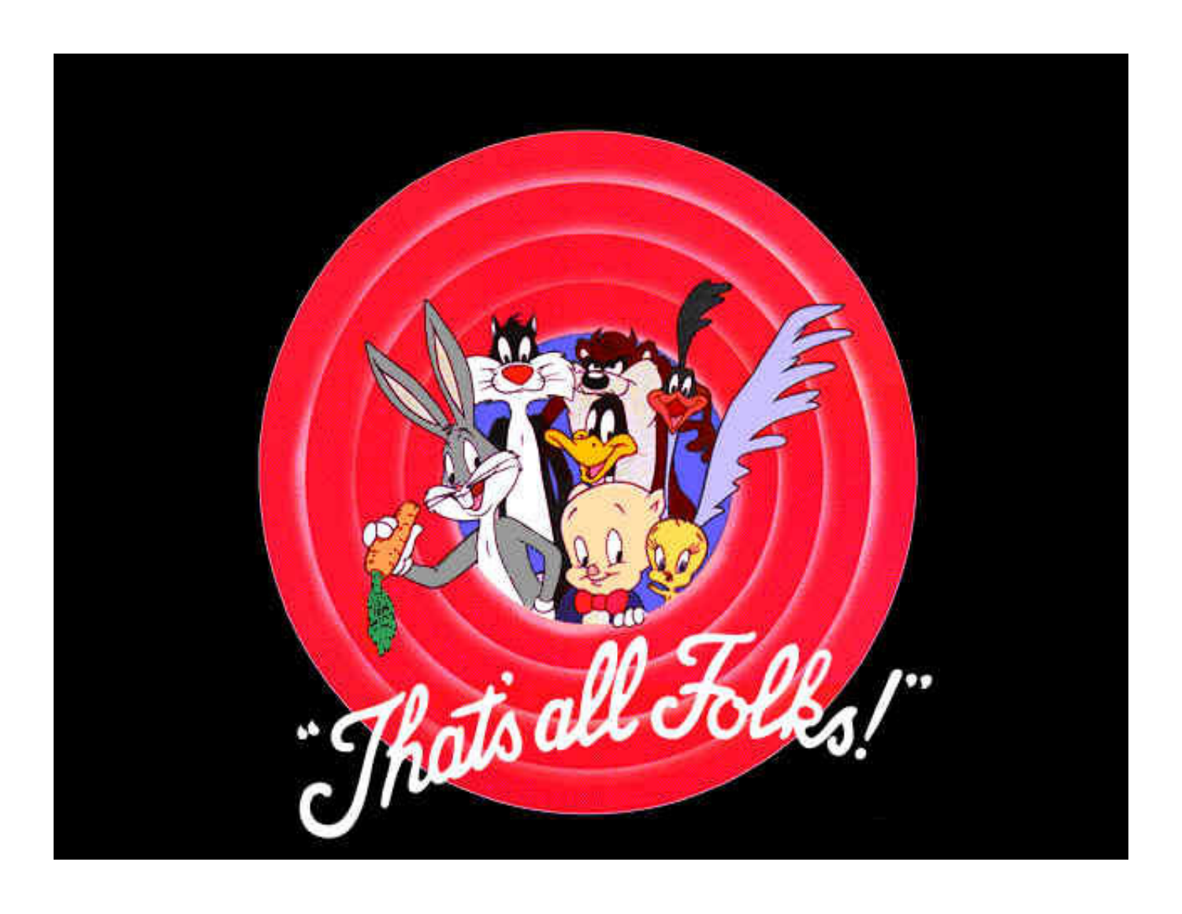"That's all Folks!"